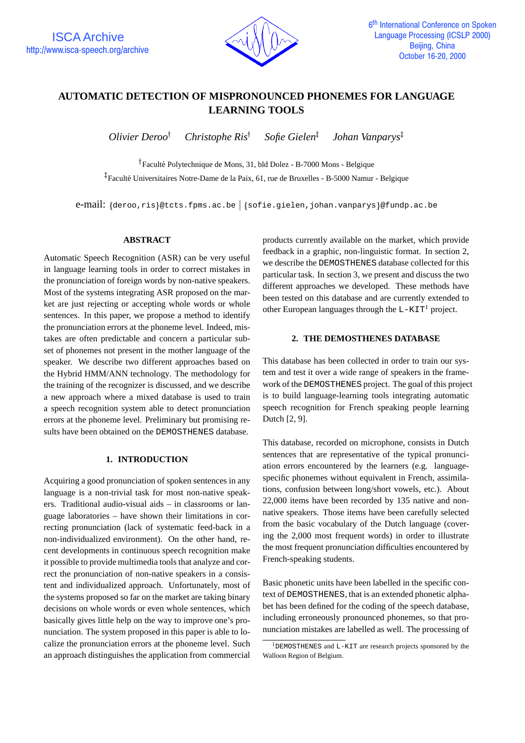# AUTOMATIC DETECTION OF MISPRONOUNCED PHONEMES FOR LANGUAGE LEARNING TOOLS

*Olivier Deroo*[†] *Christophe Ris*[†] *Sofie Gielen*[‡] *Johan Vanparys*[‡]

[†]Faculté Polytechnique de Mons, 31, bld Dolez - B-7000 Mons - Belgique

[‡]Faculté Universitaires Notre-Dame de la Paix, 61, rue de Bruxelles - B-5000 Namur - Belgique

e-mail: {deroo,ris}@tcts.fpms.ac.be | {sofie.gielen,johan.vanparys}@fundp.ac.be

## ABSTRACT

Automatic Speech Recognition (ASR) can be very useful in language learning tools in order to correct mistakes in the pronunciation of foreign words by non-native speakers. Most of the systems integrating ASR proposed on the market are just rejecting or accepting whole words or whole sentences. In this paper, we propose a method to identify the pronunciation errors at the phoneme level. Indeed, mistakes are often predictable and concern a particular subset of phonemes not present in the mother language of the speaker. We describe two different approaches based on the Hybrid HMM/ANN technology. The methodology for the training of the recognizer is discussed, and we describe a new approach where a mixed database is used to train a speech recognition system able to detect pronunciation errors at the phoneme level. Preliminary but promising results have been obtained on the DEMOSTHENES database.

## 1. INTRODUCTION

Acquiring a good pronunciation of spoken sentences in any language is a non-trivial task for most non-native speakers. Traditional audio-visual aids – in classrooms or language laboratories – have shown their limitations in correcting pronunciation (lack of systematic feed-back in a non-individualized environment). On the other hand, recent developments in continuous speech recognition make it possible to provide multimedia tools that analyze and correct the pronunciation of non-native speakers in a consistent and individualized approach. Unfortunately, most of the systems proposed so far on the market are taking binary decisions on whole words or even whole sentences, which basically gives little help on the way to improve one's pronunciation. The system proposed in this paper is able to localize the pronunciation errors at the phoneme level. Such an approach distinguishes the application from commercial products currently available on the market, which provide feedback in a graphic, non-linguistic format. In section 2, we describe the DEMOSTHENES database collected for this particular task. In section 3, we present and discuss the two different approaches we developed. These methods have been tested on this database and are currently extended to other European languages through the L-KIT[1] project.

## 2. THE DEMOSTHENES DATABASE

This database has been collected in order to train our system and test it over a wide range of speakers in the framework of the DEMOSTHENES project. The goal of this project is to build language-learning tools integrating automatic speech recognition for French speaking people learning Dutch [2, 9].

This database, recorded on microphone, consists in Dutch sentences that are representative of the typical pronunciation errors encountered by the learners (e.g. language-specific phonemes without equivalent in French, assimilations, confusion between long/short vowels, etc.). About 22,000 items have been recorded by 135 native and non-native speakers. Those items have been carefully selected from the basic vocabulary of the Dutch language (covering the 2,000 most frequent words) in order to illustrate the most frequent pronunciation difficulties encountered by French-speaking students.

Basic phonetic units have been labelled in the specific context of DEMOSTHENES, that is an extended phonetic alphabet has been defined for the coding of the speech database, including erroneously pronounced phonemes, so that pronunciation mistakes are labelled as well. The processing of

[1]DEMOSTHENES and L-KIT are research projects sponsored by the Walloon Region of Belgium.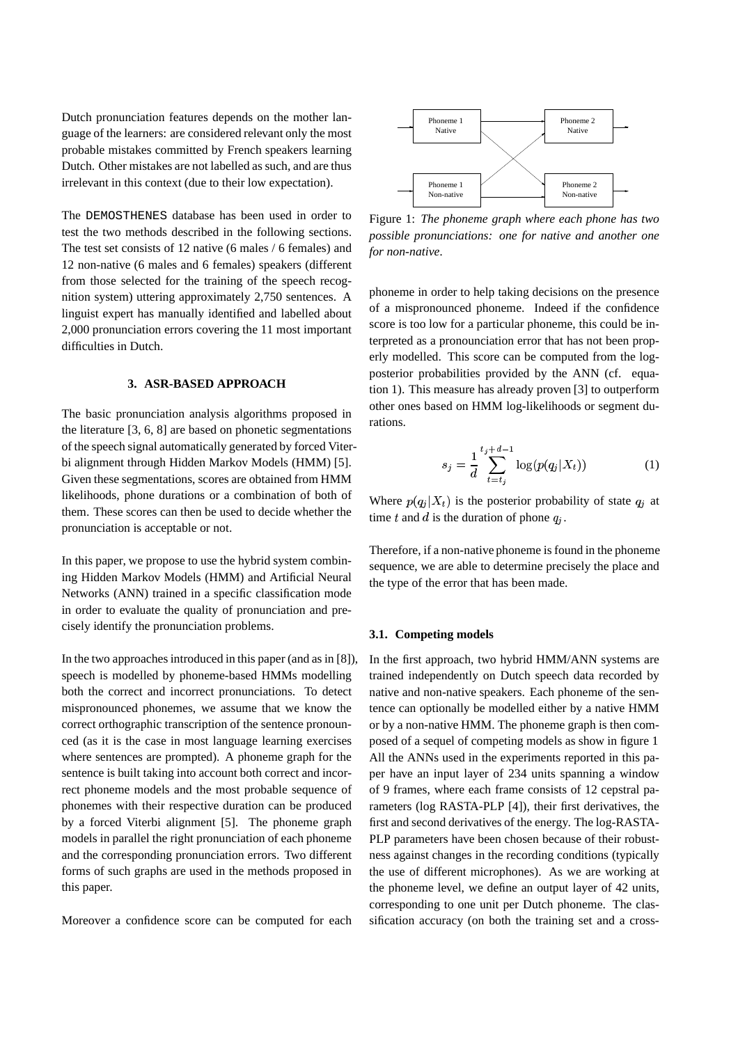Dutch pronunciation features depends on the mother language of the learners: are considered relevant only the most probable mistakes committed by French speakers learning Dutch. Other mistakes are not labelled as such, and are thus irrelevant in this context (due to their low expectation).

The DEMOSTHENES database has been used in order to test the two methods described in the following sections. The test set consists of 12 native (6 males / 6 females) and 12 non-native (6 males and 6 females) speakers (different from those selected for the training of the speech recognition system) uttering approximately 2,750 sentences. A linguist expert has manually identified and labelled about 2,000 pronunciation errors covering the 11 most important difficulties in Dutch.

## 3. ASR-BASED APPROACH

The basic pronunciation analysis algorithms proposed in the literature [3, 6, 8] are based on phonetic segmentations of the speech signal automatically generated by forced Viterbi alignment through Hidden Markov Models (HMM) [5]. Given these segmentations, scores are obtained from HMM likelihoods, phone durations or a combination of both of them. These scores can then be used to decide whether the pronunciation is acceptable or not.

In this paper, we propose to use the hybrid system combining Hidden Markov Models (HMM) and Artificial Neural Networks (ANN) trained in a specific classification mode in order to evaluate the quality of pronunciation and precisely identify the pronunciation problems.

In the two approaches introduced in this paper (and as in [8]), speech is modelled by phoneme-based HMMs modelling both the correct and incorrect pronunciations. To detect mispronounced phonemes, we assume that we know the correct orthographic transcription of the sentence pronounced (as it is the case in most language learning exercises where sentences are prompted). A phoneme graph for the sentence is built taking into account both correct and incorrect phoneme models and the most probable sequence of phonemes with their respective duration can be produced by a forced Viterbi alignment [5]. The phoneme graph models in parallel the right pronunciation of each phoneme and the corresponding pronunciation errors. Two different forms of such graphs are used in the methods proposed in this paper.

Moreover a confidence score can be computed for each phoneme in order to help taking decisions on the presence of a mispronounced phoneme. Indeed if the confidence score is too low for a particular phoneme, this could be interpreted as a pronounciation error that has not been properly modelled. This score can be computed from the log-posterior probabilities provided by the ANN (cf. equation 1). This measure has already proven [3] to outperform other ones based on HMM log-likelihoods or segment durations.

$$s_j = \frac{1}{d} \sum_{t=t_j}^{t_j+d-1} \log(p(q_j|X_t)) \tag{1}$$

Where $p(q_j|X_t)$ is the posterior probability of state $q_j$ at time $t$ and $d$ is the duration of phone $q_j$.

Therefore, if a non-native phoneme is found in the phoneme sequence, we are able to determine precisely the place and the type of the error that has been made.

Phoneme 1 Native | Phoneme 2 Native | Phoneme 1 Non-native | Phoneme 2 Non-native

Figure 1: *The phoneme graph where each phone has two possible pronunciations: one for native and another one for non-native.*

### 3.1. Competing models

In the first approach, two hybrid HMM/ANN systems are trained independently on Dutch speech data recorded by native and non-native speakers. Each phoneme of the sentence can optionally be modelled either by a native HMM or by a non-native HMM. The phoneme graph is then composed of a sequel of competing models as show in figure 1 All the ANNs used in the experiments reported in this paper have an input layer of 234 units spanning a window of 9 frames, where each frame consists of 12 cepstral parameters (log RASTA-PLP [4]), their first derivatives, the first and second derivatives of the energy. The log-RASTA-PLP parameters have been chosen because of their robustness against changes in the recording conditions (typically the use of different microphones). As we are working at the phoneme level, we define an output layer of 42 units, corresponding to one unit per Dutch phoneme. The classification accuracy (on both the training set and a cross-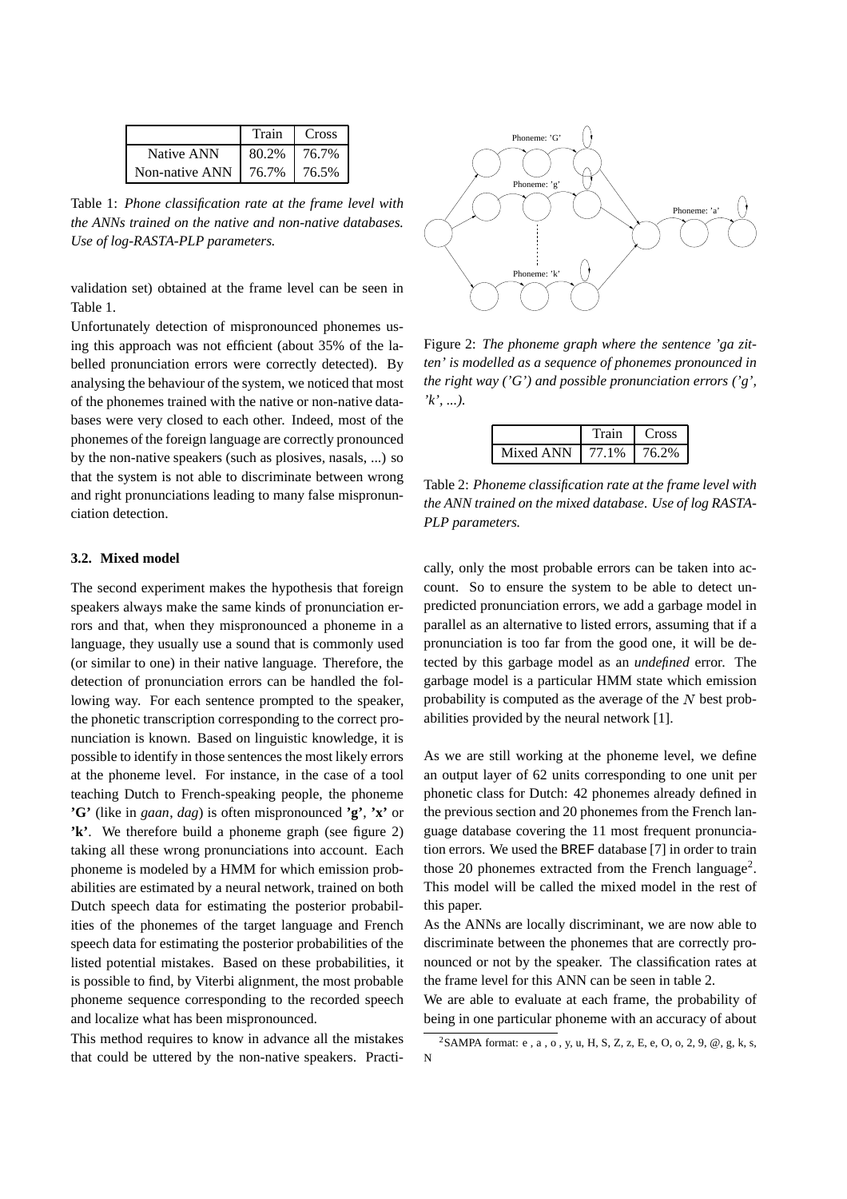|  | Train | Cross |
| --- | --- | --- |
| Native ANN | 80.2% | 76.7% |
| Non-native ANN | 76.7% | 76.5% |

Table 1: *Phone classification rate at the frame level with the ANNs trained on the native and non-native databases. Use of log-RASTA-PLP parameters.*

validation set) obtained at the frame level can be seen in Table 1.

Unfortunately detection of mispronounced phonemes using this approach was not efficient (about 35% of the labelled pronunciation errors were correctly detected). By analysing the behaviour of the system, we noticed that most of the phonemes trained with the native or non-native databases were very closed to each other. Indeed, most of the phonemes of the foreign language are correctly pronounced by the non-native speakers (such as plosives, nasals, ...) so that the system is not able to discriminate between wrong and right pronunciations leading to many false mispronunciation detection.

### 3.2. Mixed model

The second experiment makes the hypothesis that foreign speakers always make the same kinds of pronunciation errors and that, when they mispronounced a phoneme in a language, they usually use a sound that is commonly used (or similar to one) in their native language. Therefore, the detection of pronunciation errors can be handled the following way. For each sentence prompted to the speaker, the phonetic transcription corresponding to the correct pronunciation is known. Based on linguistic knowledge, it is possible to identify in those sentences the most likely errors at the phoneme level. For instance, in the case of a tool teaching Dutch to French-speaking people, the phoneme **'G'** (like in *gaan*, *dag*) is often mispronounced **'g'**, **'x'** or **'k'**. We therefore build a phoneme graph (see figure 2) taking all these wrong pronunciations into account. Each phoneme is modeled by a HMM for which emission probabilities are estimated by a neural network, trained on both Dutch speech data for estimating the posterior probabilities of the phonemes of the target language and French speech data for estimating the posterior probabilities of the listed potential mistakes. Based on these probabilities, it is possible to find, by Viterbi alignment, the most probable phoneme sequence corresponding to the recorded speech and localize what has been mispronounced.

This method requires to know in advance all the mistakes that could be uttered by the non-native speakers. Practically, only the most probable errors can be taken into account. So to ensure the system to be able to detect unpredicted pronunciation errors, we add a garbage model in parallel as an alternative to listed errors, assuming that if a pronunciation is too far from the good one, it will be detected by this garbage model as an *undefined* error. The garbage model is a particular HMM state which emission probability is computed as the average of the $N$ best probabilities provided by the neural network [1].

Figure 2: *The phoneme graph where the sentence 'ga zitten' is modelled as a sequence of phonemes pronounced in the right way ('G') and possible pronunciation errors ('g', 'k', ...).*

|  | Train | Cross |
| --- | --- | --- |
| Mixed ANN | 77.1% | 76.2% |

Table 2: *Phoneme classification rate at the frame level with the ANN trained on the mixed database. Use of log RASTA-PLP parameters.*

As we are still working at the phoneme level, we define an output layer of 62 units corresponding to one unit per phonetic class for Dutch: 42 phonemes already defined in the previous section and 20 phonemes from the French language database covering the 11 most frequent pronunciation errors. We used the BREF database [7] in order to train those 20 phonemes extracted from the French language[2]. This model will be called the mixed model in the rest of this paper.

As the ANNs are locally discriminant, we are now able to discriminate between the phonemes that are correctly pronounced or not by the speaker. The classification rates at the frame level for this ANN can be seen in table 2.

We are able to evaluate at each frame, the probability of being in one particular phoneme with an accuracy of about

[2] SAMPA format: e , a , o , y, u, H, S, Z, z, E, e, O, o, 2, 9, @, g, k, s, N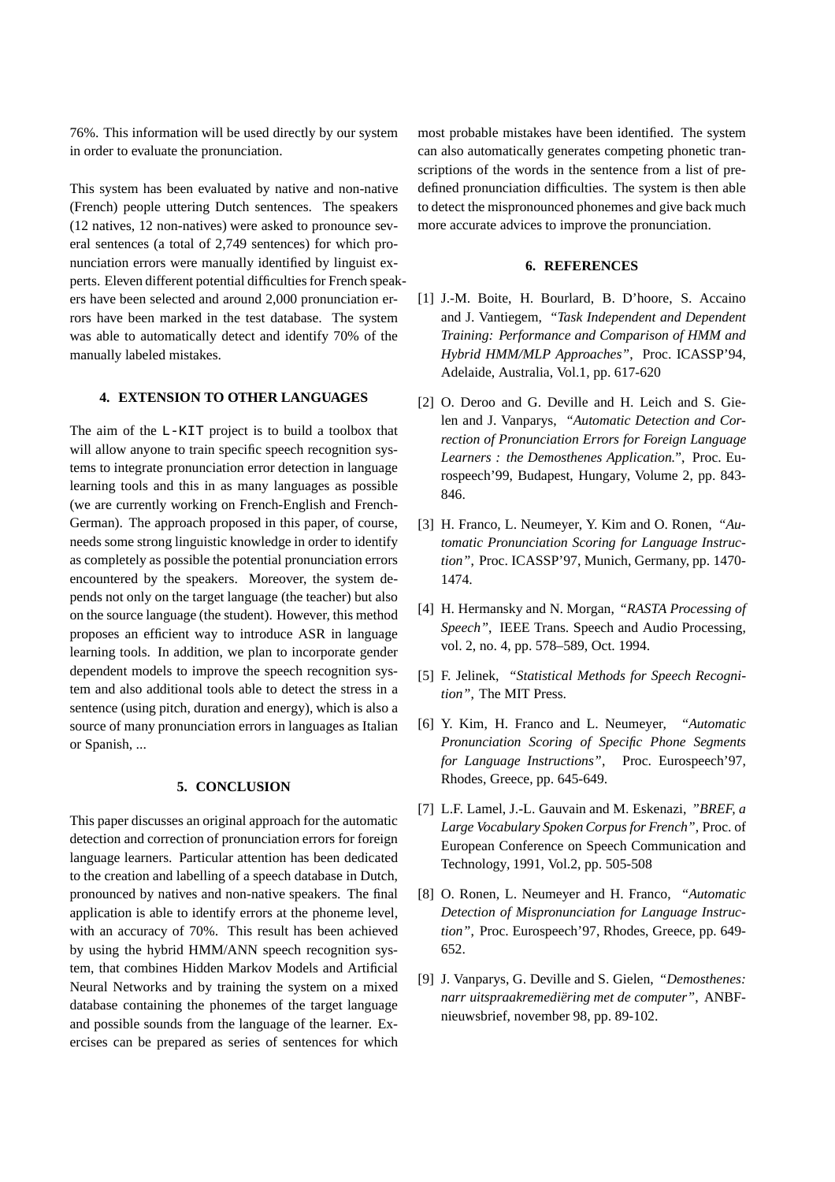76%. This information will be used directly by our system in order to evaluate the pronunciation.

This system has been evaluated by native and non-native (French) people uttering Dutch sentences. The speakers (12 natives, 12 non-natives) were asked to pronounce several sentences (a total of 2,749 sentences) for which pronunciation errors were manually identified by linguist experts. Eleven different potential difficulties for French speakers have been selected and around 2,000 pronunciation errors have been marked in the test database. The system was able to automatically detect and identify 70% of the manually labeled mistakes.

## 4. EXTENSION TO OTHER LANGUAGES

The aim of the `L-KIT` project is to build a toolbox that will allow anyone to train specific speech recognition systems to integrate pronunciation error detection in language learning tools and this in as many languages as possible (we are currently working on French-English and French-German). The approach proposed in this paper, of course, needs some strong linguistic knowledge in order to identify as completely as possible the potential pronunciation errors encountered by the speakers. Moreover, the system depends not only on the target language (the teacher) but also on the source language (the student). However, this method proposes an efficient way to introduce ASR in language learning tools. In addition, we plan to incorporate gender dependent models to improve the speech recognition system and also additional tools able to detect the stress in a sentence (using pitch, duration and energy), which is also a source of many pronunciation errors in languages as Italian or Spanish, ...

## 5. CONCLUSION

This paper discusses an original approach for the automatic detection and correction of pronunciation errors for foreign language learners. Particular attention has been dedicated to the creation and labelling of a speech database in Dutch, pronounced by natives and non-native speakers. The final application is able to identify errors at the phoneme level, with an accuracy of 70%. This result has been achieved by using the hybrid HMM/ANN speech recognition system, that combines Hidden Markov Models and Artificial Neural Networks and by training the system on a mixed database containing the phonemes of the target language and possible sounds from the language of the learner. Exercises can be prepared as series of sentences for which most probable mistakes have been identified. The system can also automatically generates competing phonetic transcriptions of the words in the sentence from a list of predefined pronunciation difficulties. The system is then able to detect the mispronounced phonemes and give back much more accurate advices to improve the pronunciation.

## 6. REFERENCES

[1] J.-M. Boite, H. Bourlard, B. D'hoore, S. Accaino and J. Vantiegem, *"Task Independent and Dependent Training: Performance and Comparison of HMM and Hybrid HMM/MLP Approaches"*, Proc. ICASSP'94, Adelaide, Australia, Vol.1, pp. 617-620

[2] O. Deroo and G. Deville and H. Leich and S. Gielen and J. Vanparys, *"Automatic Detection and Correction of Pronunciation Errors for Foreign Language Learners : the Demosthenes Application."*, Proc. Eurospeech'99, Budapest, Hungary, Volume 2, pp. 843-846.

[3] H. Franco, L. Neumeyer, Y. Kim and O. Ronen, *"Automatic Pronunciation Scoring for Language Instruction"*, Proc. ICASSP'97, Munich, Germany, pp. 1470-1474.

[4] H. Hermansky and N. Morgan, *"RASTA Processing of Speech"*, IEEE Trans. Speech and Audio Processing, vol. 2, no. 4, pp. 578–589, Oct. 1994.

[5] F. Jelinek, *"Statistical Methods for Speech Recognition"*, The MIT Press.

[6] Y. Kim, H. Franco and L. Neumeyer, *"Automatic Pronunciation Scoring of Specific Phone Segments for Language Instructions"*, Proc. Eurospeech'97, Rhodes, Greece, pp. 645-649.

[7] L.F. Lamel, J.-L. Gauvain and M. Eskenazi, *"BREF, a Large Vocabulary Spoken Corpus for French"*, Proc. of European Conference on Speech Communication and Technology, 1991, Vol.2, pp. 505-508

[8] O. Ronen, L. Neumeyer and H. Franco, *"Automatic Detection of Mispronunciation for Language Instruction"*, Proc. Eurospeech'97, Rhodes, Greece, pp. 649-652.

[9] J. Vanparys, G. Deville and S. Gielen, *"Demosthenes: narr uitspraakremediëring met de computer"*, ANBF-nieuwsbrief, november 98, pp. 89-102.